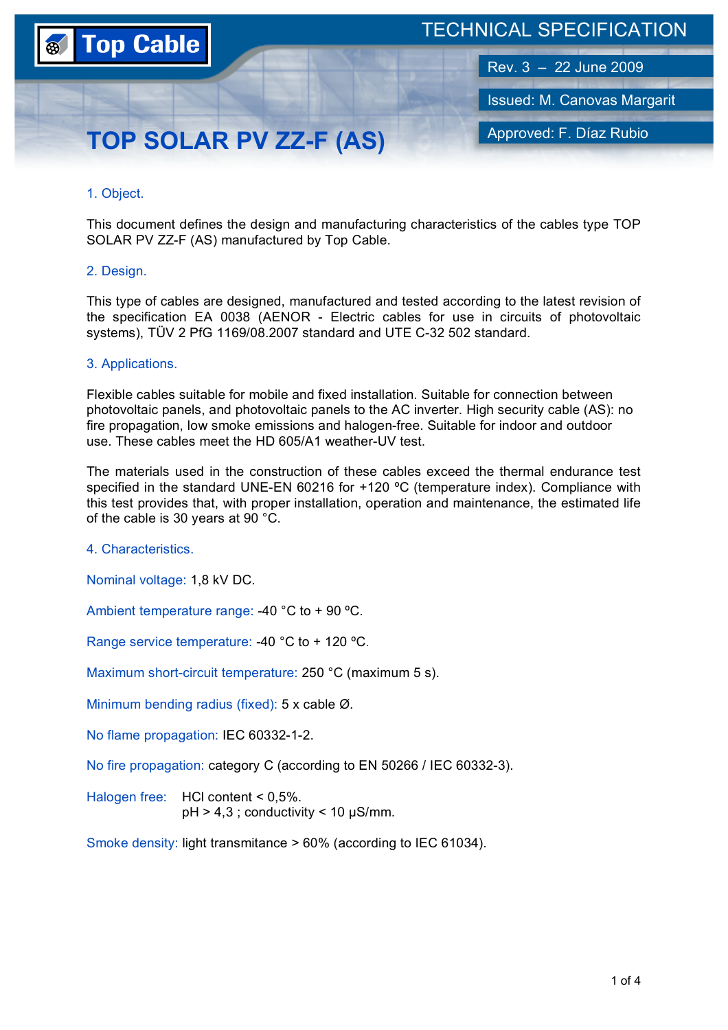TECHNICAL SPECIFICATION

Rev. 3 – 22 June 2009

Issued: M. Canovas Margarit

Approved: F. Díaz Rubio

# TOP SOLAR PV ZZ-F (AS)

## 1. Object.

This document defines the design and manufacturing characteristics of the cables type TOP SOLAR PV ZZ-F (AS) manufactured by Top Cable.

## 2. Design.

This type of cables are designed, manufactured and tested according to the latest revision of the specification EA 0038 (AENOR - Electric cables for use in circuits of photovoltaic systems), TÜV 2 PfG 1169/08.2007 standard and UTE C-32 502 standard.

## 3. Applications.

Flexible cables suitable for mobile and fixed installation. Suitable for connection between photovoltaic panels, and photovoltaic panels to the AC inverter. High security cable (AS): no fire propagation, low smoke emissions and halogen-free. Suitable for indoor and outdoor use. These cables meet the HD 605/A1 weather-UV test.

The materials used in the construction of these cables exceed the thermal endurance test specified in the standard UNE-EN 60216 for +120 ºC (temperature index). Compliance with this test provides that, with proper installation, operation and maintenance, the estimated life of the cable is 30 years at 90 °C.

## 4. Characteristics.

Nominal voltage: 1,8 kV DC.

Ambient temperature range: -40 °C to + 90 ºC.

Range service temperature: -40 °C to + 120 ºC.

Maximum short-circuit temperature: 250 °C (maximum 5 s).

Minimum bending radius (fixed): 5 x cable Ø.

No flame propagation: IEC 60332-1-2.

No fire propagation: category C (according to EN 50266 / IEC 60332-3).

Halogen free: HCl content < 0,5%.
pH > 4,3 ; conductivity < 10 µS/mm.

Smoke density: light transmitance > 60% (according to IEC 61034).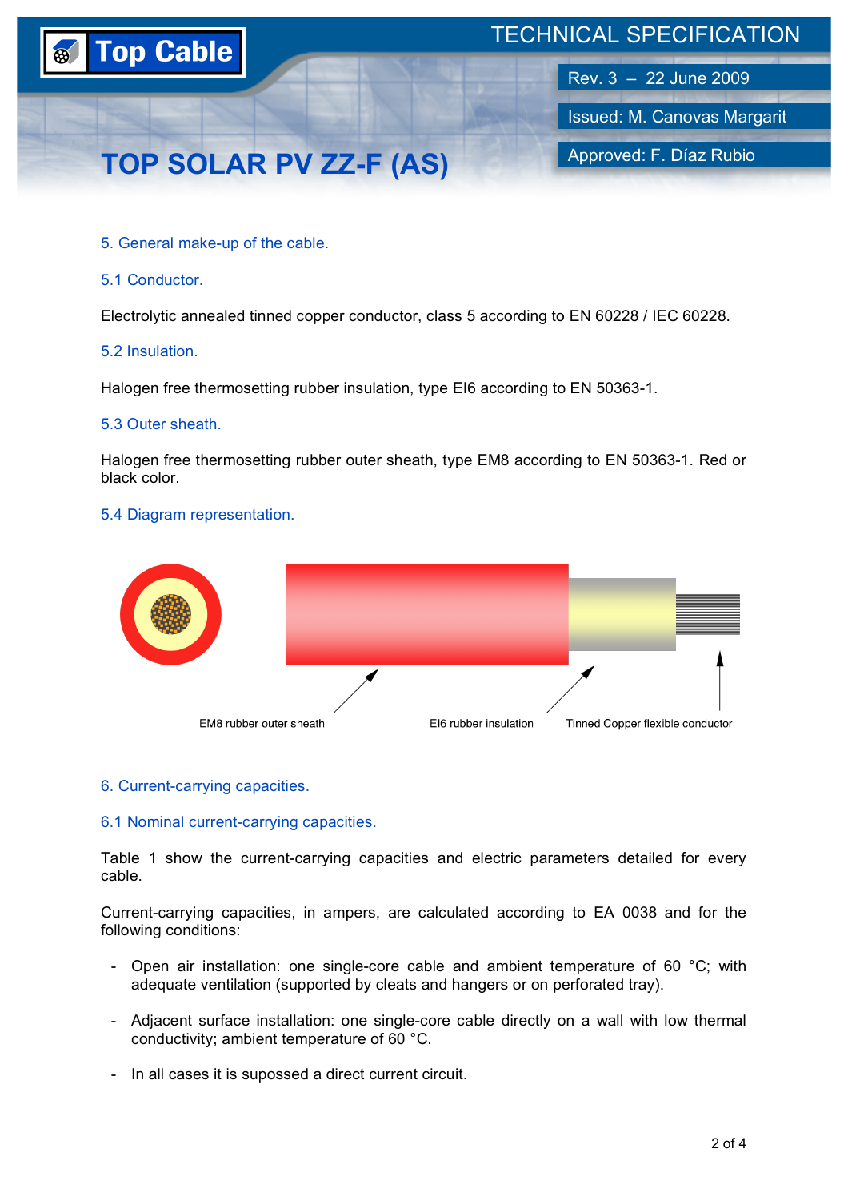5. General make-up of the cable.

5.1 Conductor.

Electrolytic annealed tinned copper conductor, class 5 according to EN 60228 / IEC 60228.

5.2 Insulation.

Halogen free thermosetting rubber insulation, type EI6 according to EN 50363-1.

5.3 Outer sheath.

Halogen free thermosetting rubber outer sheath, type EM8 according to EN 50363-1. Red or black color.

5.4 Diagram representation.

EM8 rubber outer sheath

EI6 rubber insulation

Tinned Copper flexible conductor

6. Current-carrying capacities.

6.1 Nominal current-carrying capacities.

Table 1 show the current-carrying capacities and electric parameters detailed for every cable.

Current-carrying capacities, in ampers, are calculated according to EA 0038 and for the following conditions:

- Open air installation: one single-core cable and ambient temperature of 60 °C; with adequate ventilation (supported by cleats and hangers or on perforated tray).
- Adjacent surface installation: one single-core cable directly on a wall with low thermal conductivity; ambient temperature of 60 °C.
- In all cases it is supossed a direct current circuit.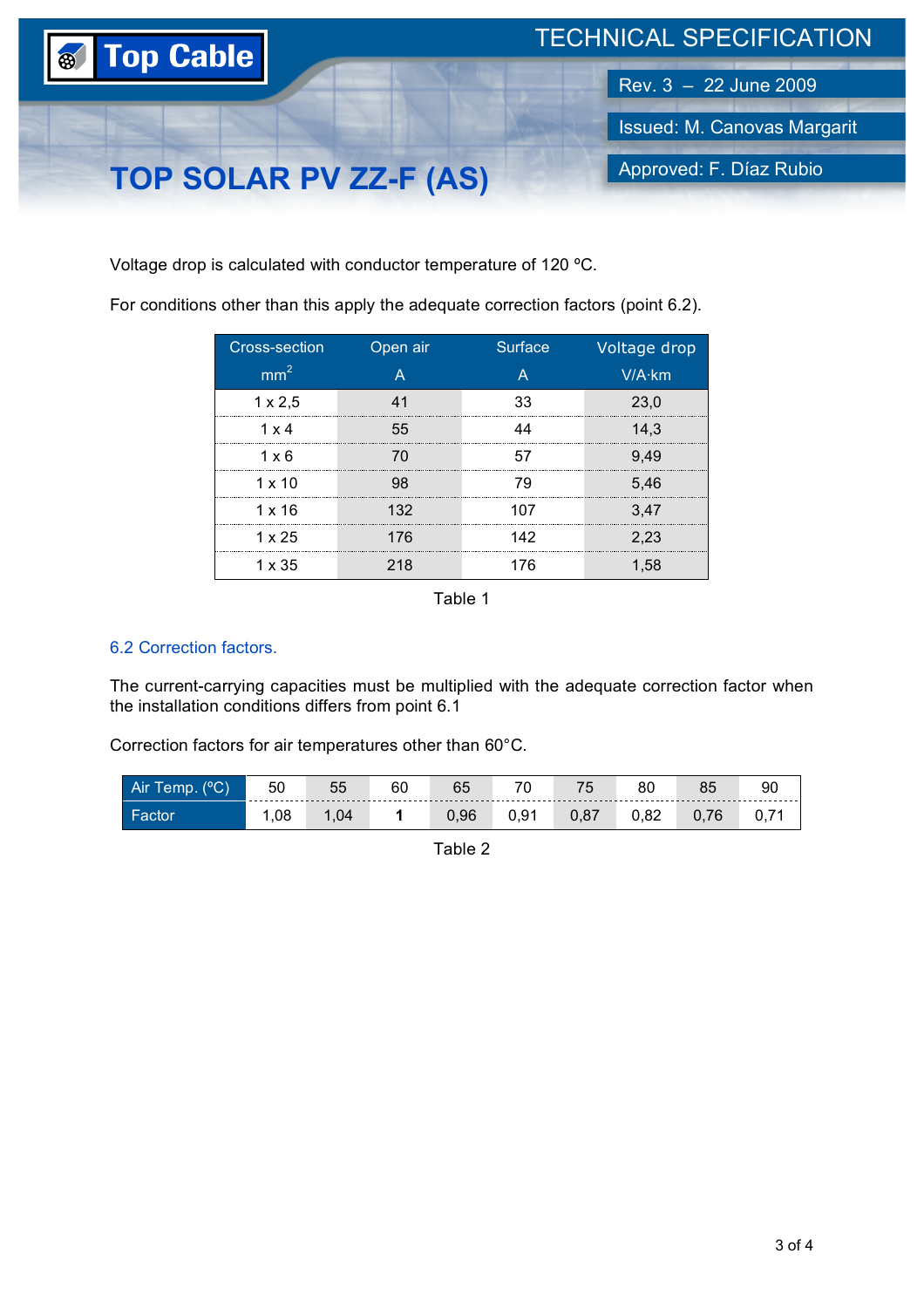Voltage drop is calculated with conductor temperature of 120 ºC.

For conditions other than this apply the adequate correction factors (point 6.2).

| Cross-section mm$^2$ | Open air A | Surface A | Voltage drop V/A·km |
|---|---|---|---|
| 1 x 2,5 | 41 | 33 | 23,0 |
| 1 x 4 | 55 | 44 | 14,3 |
| 1 x 6 | 70 | 57 | 9,49 |
| 1 x 10 | 98 | 79 | 5,46 |
| 1 x 16 | 132 | 107 | 3,47 |
| 1 x 25 | 176 | 142 | 2,23 |
| 1 x 35 | 218 | 176 | 1,58 |

Table 1

### 6.2 Correction factors.

The current-carrying capacities must be multiplied with the adequate correction factor when the installation conditions differs from point 6.1

Correction factors for air temperatures other than 60°C.

| Air Temp. (ºC) | 50 | 55 | 60 | 65 | 70 | 75 | 80 | 85 | 90 |
|---|---|---|---|---|---|---|---|---|---|
| Factor | 1,08 | 1,04 | **1** | 0,96 | 0,91 | 0,87 | 0,82 | 0,76 | 0,71 |

Table 2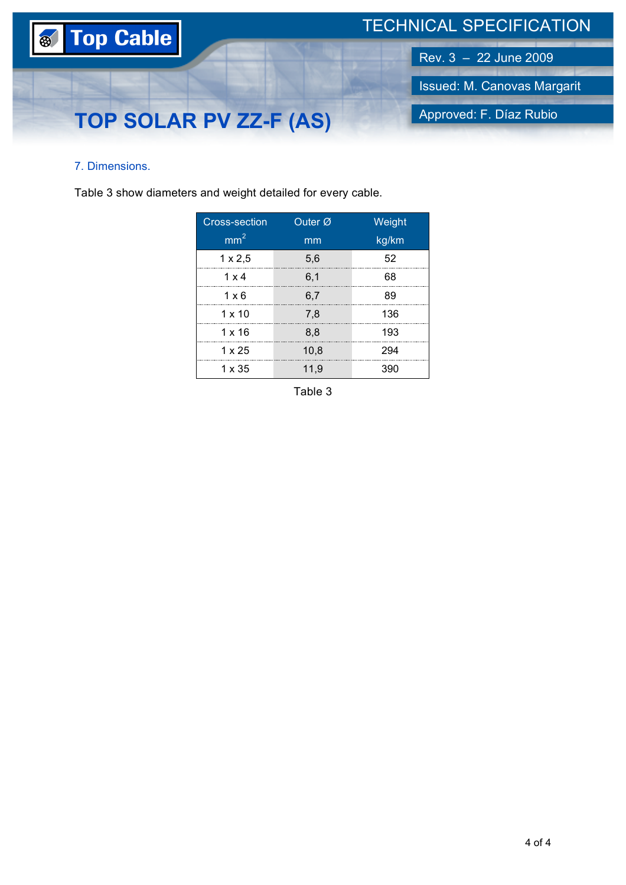## 7. Dimensions.

Table 3 show diameters and weight detailed for every cable.

| Cross-section $mm^2$ | Outer Ø mm | Weight kg/km |
|---|---|---|
| 1 x 2,5 | 5,6 | 52 |
| 1 x 4 | 6,1 | 68 |
| 1 x 6 | 6,7 | 89 |
| 1 x 10 | 7,8 | 136 |
| 1 x 16 | 8,8 | 193 |
| 1 x 25 | 10,8 | 294 |
| 1 x 35 | 11,9 | 390 |

Table 3